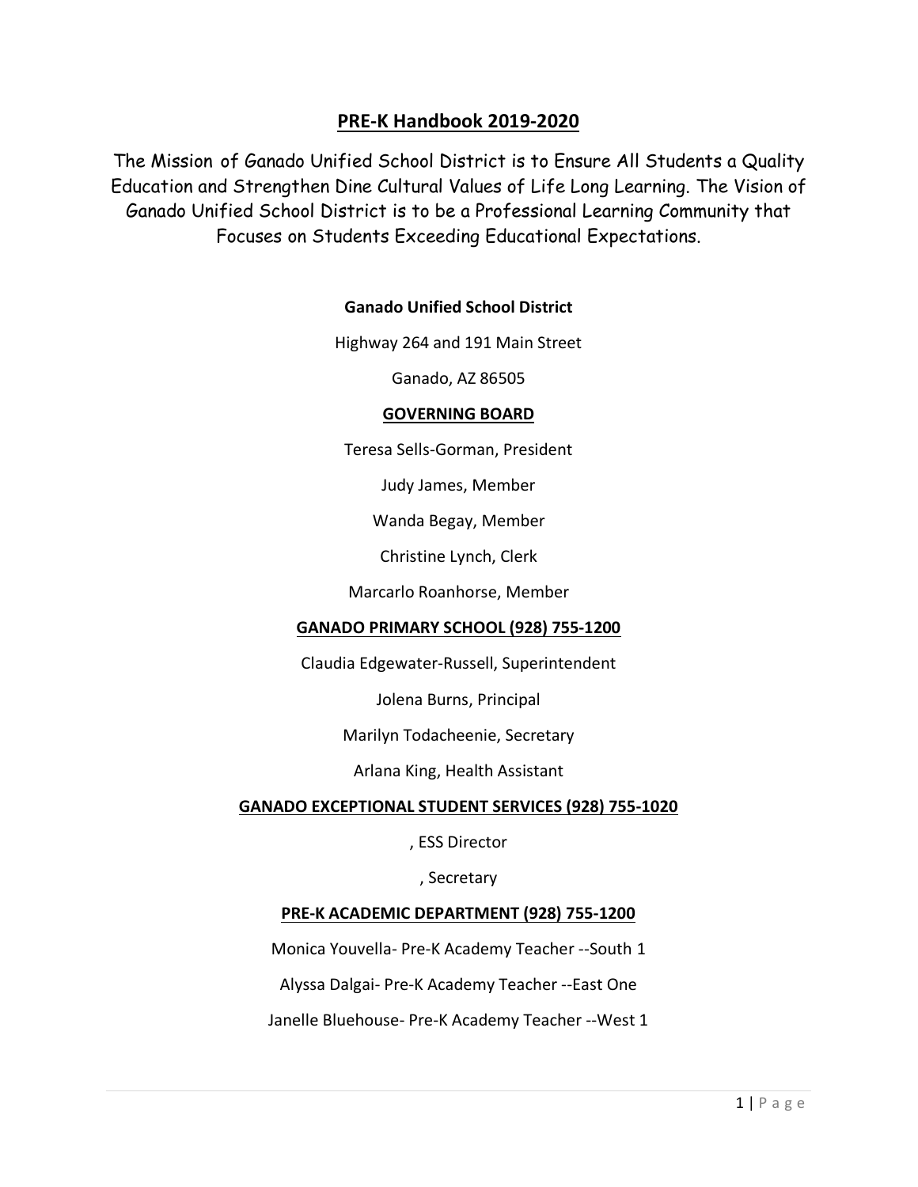# PRE-K Handbook 2019-2020

The Mission of Ganado Unified School District is to Ensure All Students a Quality Education and Strengthen Dine Cultural Values of Life Long Learning. The Vision of Ganado Unified School District is to be a Professional Learning Community that Focuses on Students Exceeding Educational Expectations.

**Ganado Unified School District**

Highway 264 and 191 Main Street

Ganado, AZ 86505

## GOVERNING BOARD

Teresa Sells-Gorman, President

Judy James, Member

Wanda Begay, Member

Christine Lynch, Clerk

Marcarlo Roanhorse, Member

## GANADO PRIMARY SCHOOL (928) 755-1200

Claudia Edgewater-Russell, Superintendent

Jolena Burns, Principal

Marilyn Todacheenie, Secretary

Arlana King, Health Assistant

## GANADO EXCEPTIONAL STUDENT SERVICES (928) 755-1020

, ESS Director

, Secretary

## PRE-K ACADEMIC DEPARTMENT (928) 755-1200

Monica Youvella- Pre-K Academy Teacher --South 1

Alyssa Dalgai- Pre-K Academy Teacher --East One

Janelle Bluehouse- Pre-K Academy Teacher --West 1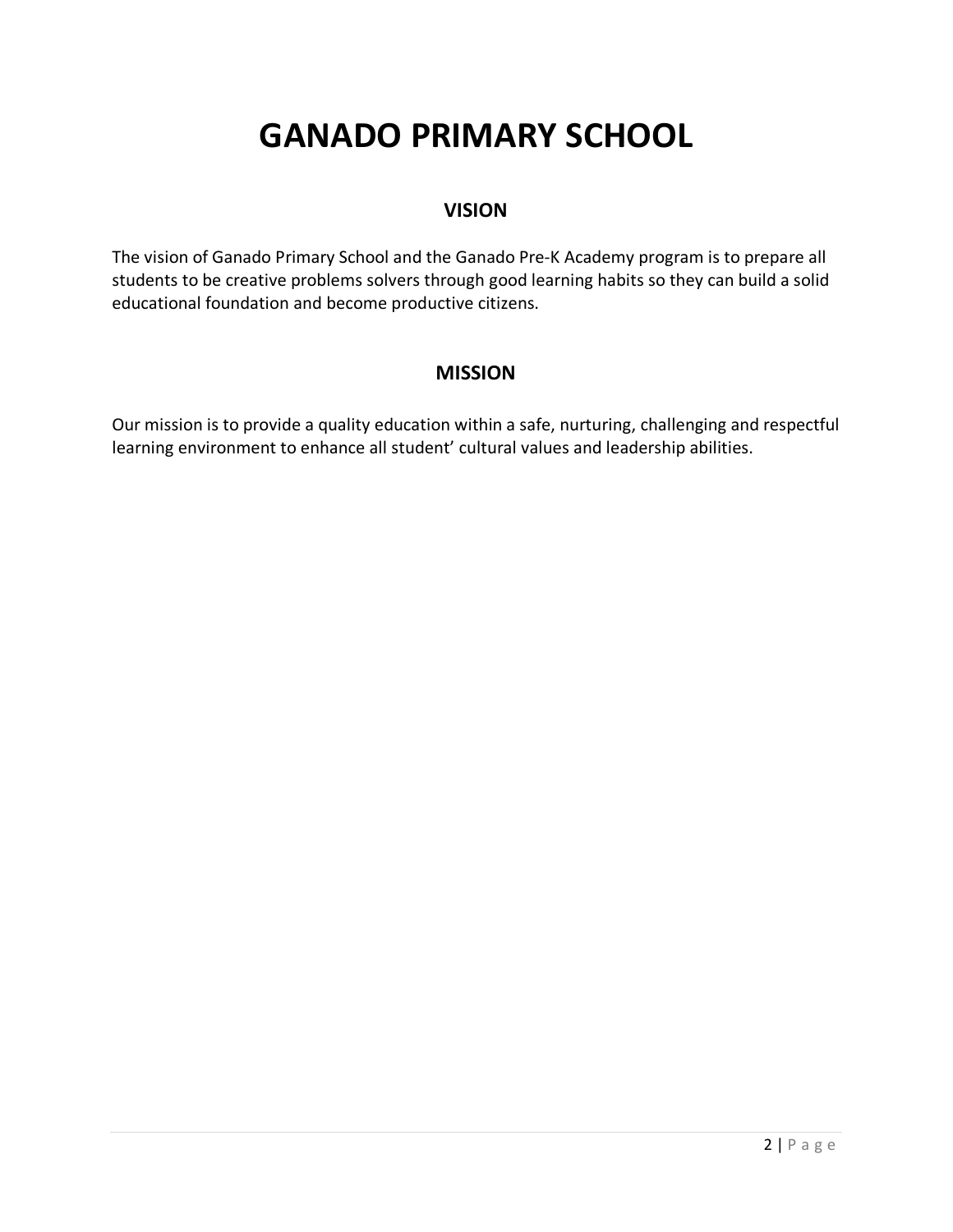# GANADO PRIMARY SCHOOL

## VISION

The vision of Ganado Primary School and the Ganado Pre-K Academy program is to prepare all students to be creative problems solvers through good learning habits so they can build a solid educational foundation and become productive citizens.

## MISSION

Our mission is to provide a quality education within a safe, nurturing, challenging and respectful learning environment to enhance all student' cultural values and leadership abilities.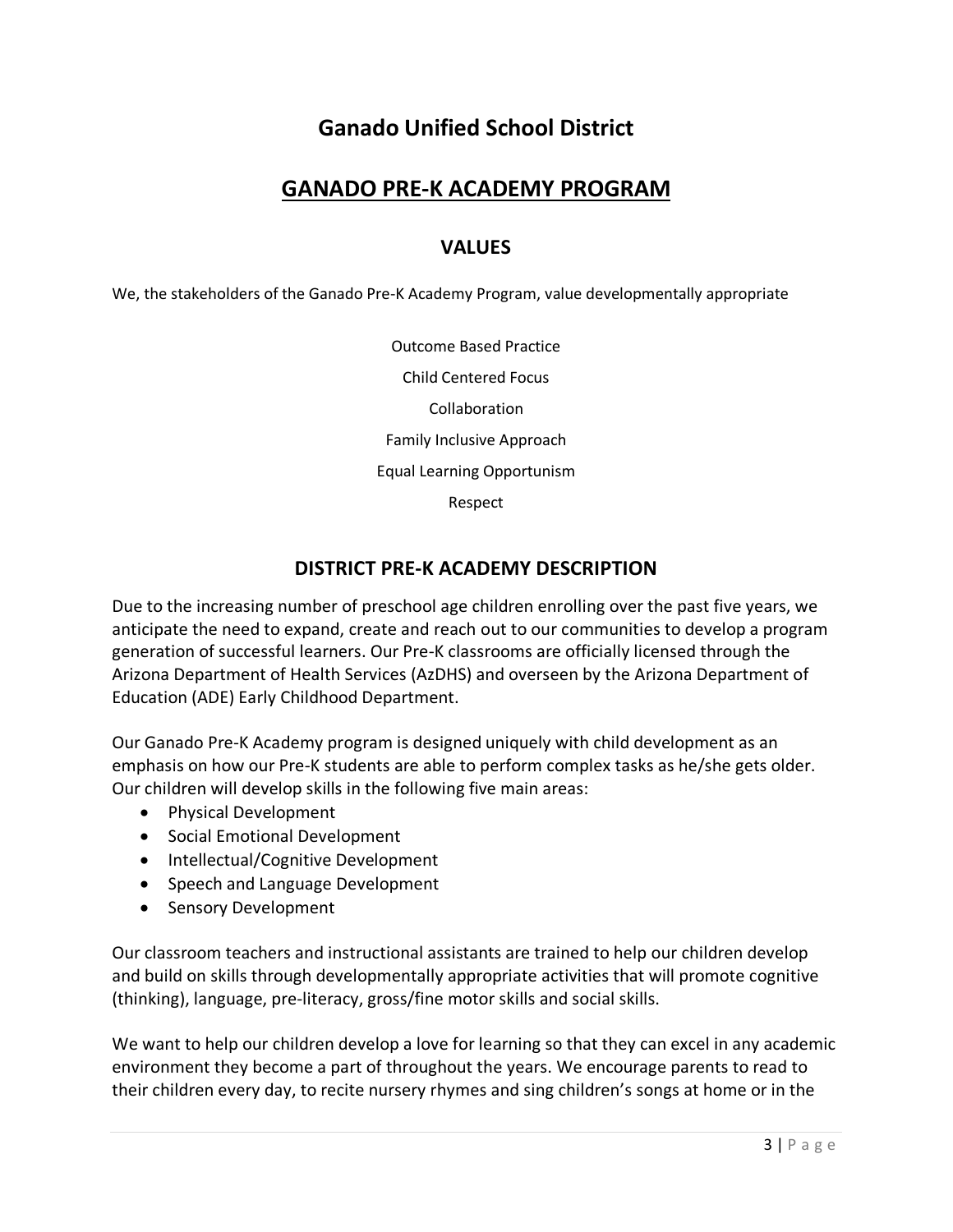# Ganado Unified School District

## GANADO PRE-K ACADEMY PROGRAM

### VALUES

We, the stakeholders of the Ganado Pre-K Academy Program, value developmentally appropriate

Outcome Based Practice

Child Centered Focus

Collaboration

Family Inclusive Approach

Equal Learning Opportunism

Respect

### DISTRICT PRE-K ACADEMY DESCRIPTION

Due to the increasing number of preschool age children enrolling over the past five years, we anticipate the need to expand, create and reach out to our communities to develop a program generation of successful learners. Our Pre-K classrooms are officially licensed through the Arizona Department of Health Services (AzDHS) and overseen by the Arizona Department of Education (ADE) Early Childhood Department.

Our Ganado Pre-K Academy program is designed uniquely with child development as an emphasis on how our Pre-K students are able to perform complex tasks as he/she gets older. Our children will develop skills in the following five main areas:

- Physical Development
- Social Emotional Development
- Intellectual/Cognitive Development
- Speech and Language Development
- Sensory Development

Our classroom teachers and instructional assistants are trained to help our children develop and build on skills through developmentally appropriate activities that will promote cognitive (thinking), language, pre-literacy, gross/fine motor skills and social skills.

We want to help our children develop a love for learning so that they can excel in any academic environment they become a part of throughout the years. We encourage parents to read to their children every day, to recite nursery rhymes and sing children's songs at home or in the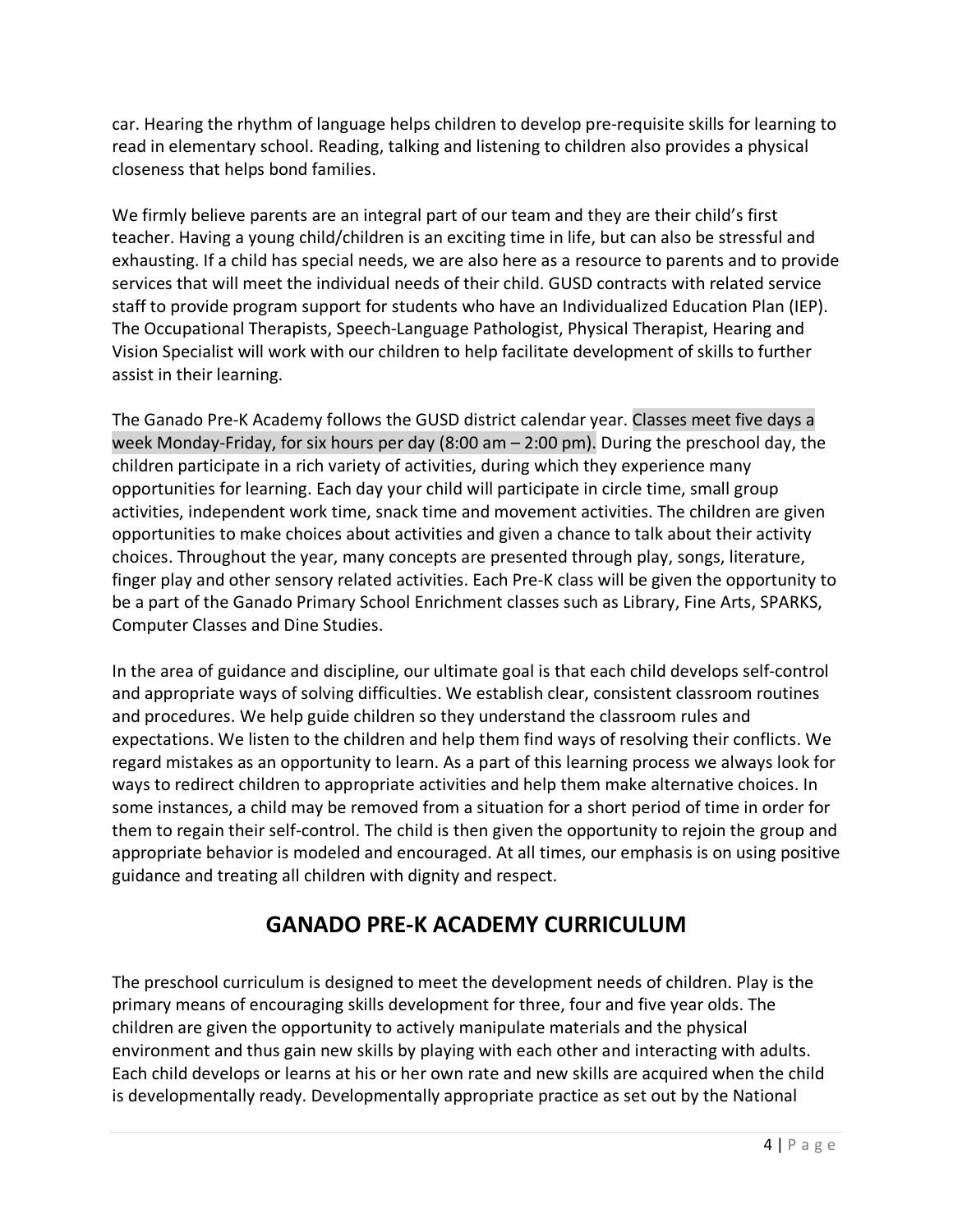car. Hearing the rhythm of language helps children to develop pre-requisite skills for learning to read in elementary school. Reading, talking and listening to children also provides a physical closeness that helps bond families.

We firmly believe parents are an integral part of our team and they are their child's first teacher. Having a young child/children is an exciting time in life, but can also be stressful and exhausting. If a child has special needs, we are also here as a resource to parents and to provide services that will meet the individual needs of their child. GUSD contracts with related service staff to provide program support for students who have an Individualized Education Plan (IEP). The Occupational Therapists, Speech-Language Pathologist, Physical Therapist, Hearing and Vision Specialist will work with our children to help facilitate development of skills to further assist in their learning.

The Ganado Pre-K Academy follows the GUSD district calendar year. Classes meet five days a week Monday-Friday, for six hours per day (8:00 am – 2:00 pm). During the preschool day, the children participate in a rich variety of activities, during which they experience many opportunities for learning. Each day your child will participate in circle time, small group activities, independent work time, snack time and movement activities. The children are given opportunities to make choices about activities and given a chance to talk about their activity choices. Throughout the year, many concepts are presented through play, songs, literature, finger play and other sensory related activities. Each Pre-K class will be given the opportunity to be a part of the Ganado Primary School Enrichment classes such as Library, Fine Arts, SPARKS, Computer Classes and Dine Studies.

In the area of guidance and discipline, our ultimate goal is that each child develops self-control and appropriate ways of solving difficulties. We establish clear, consistent classroom routines and procedures. We help guide children so they understand the classroom rules and expectations. We listen to the children and help them find ways of resolving their conflicts. We regard mistakes as an opportunity to learn. As a part of this learning process we always look for ways to redirect children to appropriate activities and help them make alternative choices. In some instances, a child may be removed from a situation for a short period of time in order for them to regain their self-control. The child is then given the opportunity to rejoin the group and appropriate behavior is modeled and encouraged. At all times, our emphasis is on using positive guidance and treating all children with dignity and respect.

## GANADO PRE-K ACADEMY CURRICULUM

The preschool curriculum is designed to meet the development needs of children. Play is the primary means of encouraging skills development for three, four and five year olds. The children are given the opportunity to actively manipulate materials and the physical environment and thus gain new skills by playing with each other and interacting with adults. Each child develops or learns at his or her own rate and new skills are acquired when the child is developmentally ready. Developmentally appropriate practice as set out by the National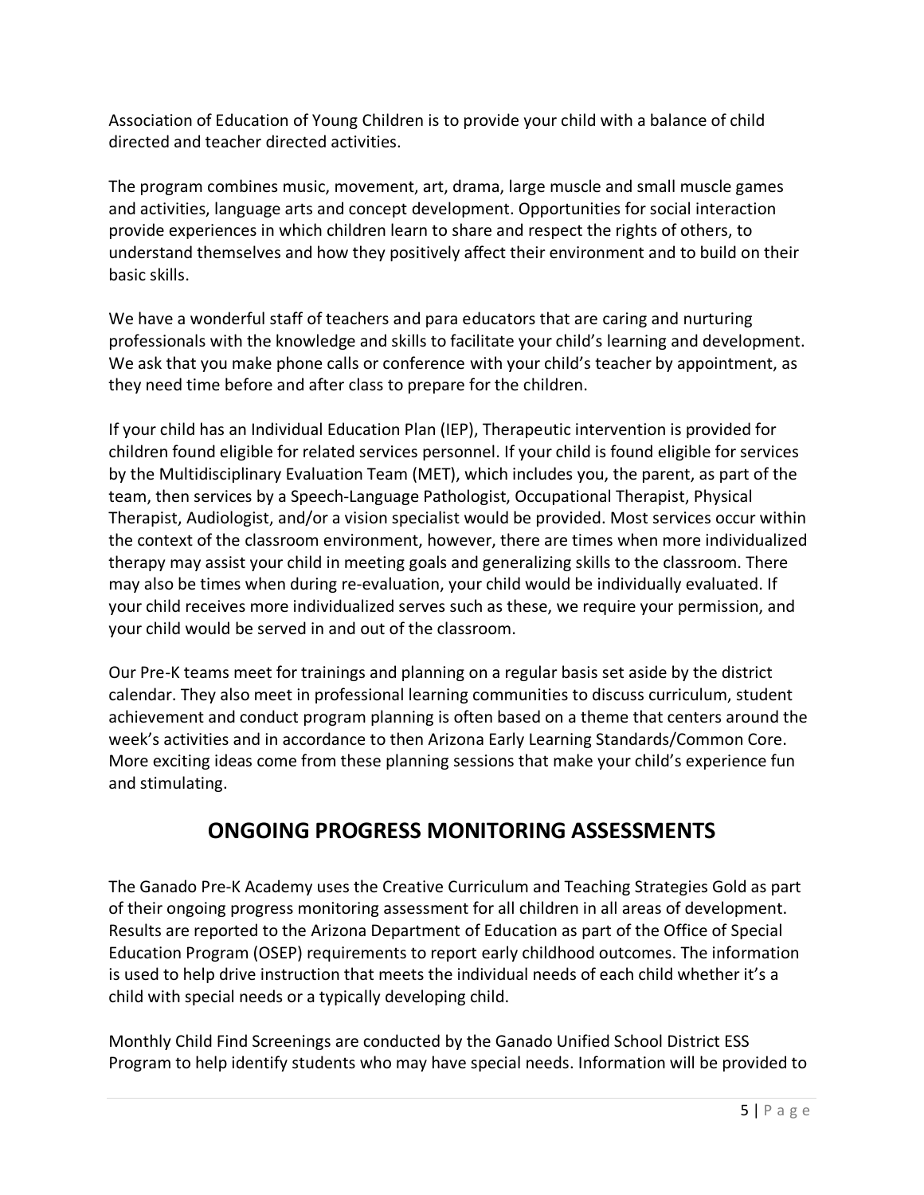Association of Education of Young Children is to provide your child with a balance of child directed and teacher directed activities.

The program combines music, movement, art, drama, large muscle and small muscle games and activities, language arts and concept development. Opportunities for social interaction provide experiences in which children learn to share and respect the rights of others, to understand themselves and how they positively affect their environment and to build on their basic skills.

We have a wonderful staff of teachers and para educators that are caring and nurturing professionals with the knowledge and skills to facilitate your child's learning and development. We ask that you make phone calls or conference with your child's teacher by appointment, as they need time before and after class to prepare for the children.

If your child has an Individual Education Plan (IEP), Therapeutic intervention is provided for children found eligible for related services personnel. If your child is found eligible for services by the Multidisciplinary Evaluation Team (MET), which includes you, the parent, as part of the team, then services by a Speech-Language Pathologist, Occupational Therapist, Physical Therapist, Audiologist, and/or a vision specialist would be provided. Most services occur within the context of the classroom environment, however, there are times when more individualized therapy may assist your child in meeting goals and generalizing skills to the classroom. There may also be times when during re-evaluation, your child would be individually evaluated. If your child receives more individualized serves such as these, we require your permission, and your child would be served in and out of the classroom.

Our Pre-K teams meet for trainings and planning on a regular basis set aside by the district calendar. They also meet in professional learning communities to discuss curriculum, student achievement and conduct program planning is often based on a theme that centers around the week's activities and in accordance to then Arizona Early Learning Standards/Common Core. More exciting ideas come from these planning sessions that make your child's experience fun and stimulating.

## ONGOING PROGRESS MONITORING ASSESSMENTS

The Ganado Pre-K Academy uses the Creative Curriculum and Teaching Strategies Gold as part of their ongoing progress monitoring assessment for all children in all areas of development. Results are reported to the Arizona Department of Education as part of the Office of Special Education Program (OSEP) requirements to report early childhood outcomes. The information is used to help drive instruction that meets the individual needs of each child whether it's a child with special needs or a typically developing child.

Monthly Child Find Screenings are conducted by the Ganado Unified School District ESS Program to help identify students who may have special needs. Information will be provided to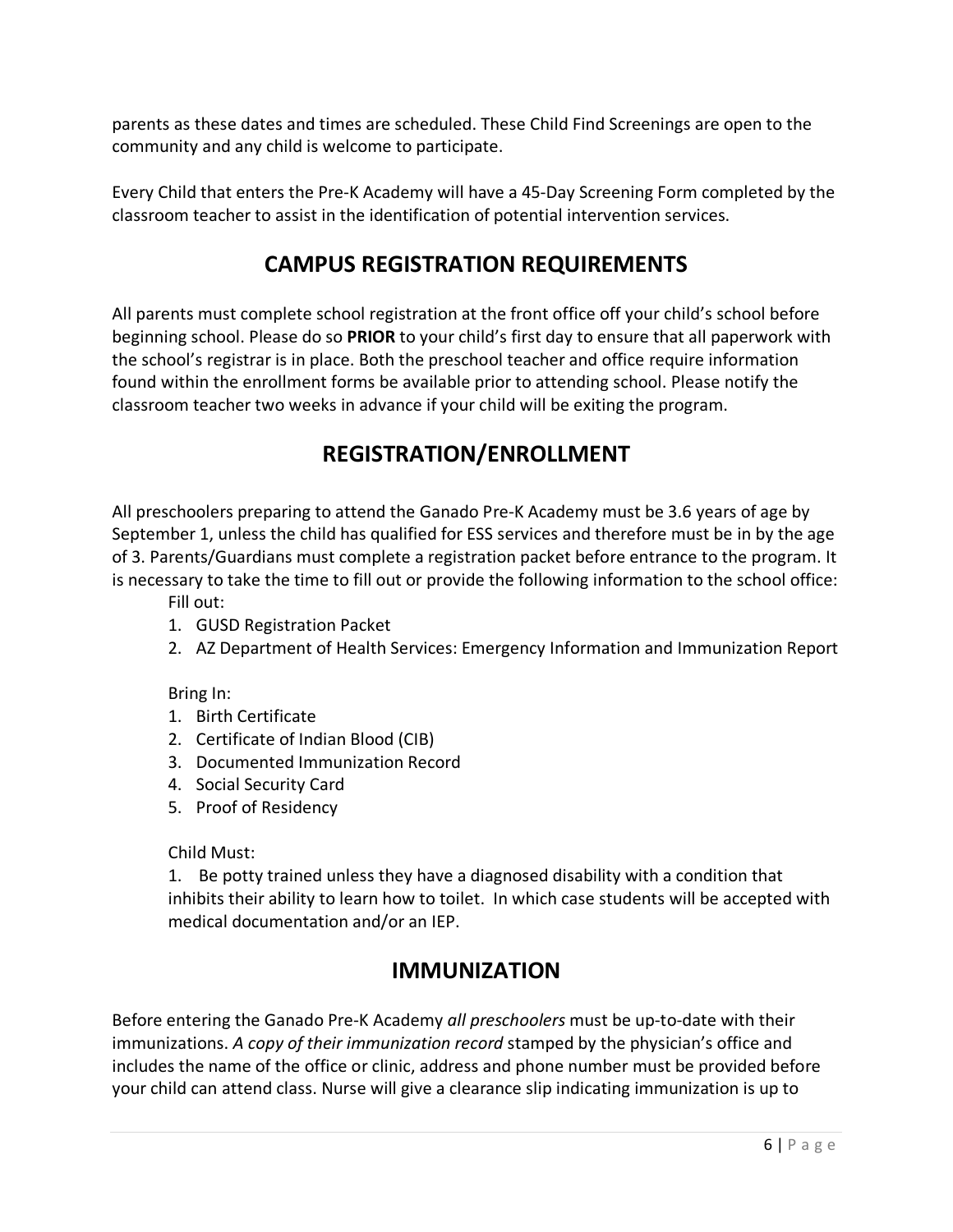parents as these dates and times are scheduled. These Child Find Screenings are open to the community and any child is welcome to participate.

Every Child that enters the Pre-K Academy will have a 45-Day Screening Form completed by the classroom teacher to assist in the identification of potential intervention services.

## CAMPUS REGISTRATION REQUIREMENTS

All parents must complete school registration at the front office off your child's school before beginning school. Please do so **PRIOR** to your child's first day to ensure that all paperwork with the school's registrar is in place. Both the preschool teacher and office require information found within the enrollment forms be available prior to attending school. Please notify the classroom teacher two weeks in advance if your child will be exiting the program.

## REGISTRATION/ENROLLMENT

All preschoolers preparing to attend the Ganado Pre-K Academy must be 3.6 years of age by September 1, unless the child has qualified for ESS services and therefore must be in by the age of 3. Parents/Guardians must complete a registration packet before entrance to the program. It is necessary to take the time to fill out or provide the following information to the school office:

Fill out:

1. GUSD Registration Packet
2. AZ Department of Health Services: Emergency Information and Immunization Report

Bring In:

1. Birth Certificate
2. Certificate of Indian Blood (CIB)
3. Documented Immunization Record
4. Social Security Card
5. Proof of Residency

Child Must:

1. Be potty trained unless they have a diagnosed disability with a condition that inhibits their ability to learn how to toilet. In which case students will be accepted with medical documentation and/or an IEP.

## IMMUNIZATION

Before entering the Ganado Pre-K Academy *all preschoolers* must be up-to-date with their immunizations. *A copy of their immunization record* stamped by the physician's office and includes the name of the office or clinic, address and phone number must be provided before your child can attend class. Nurse will give a clearance slip indicating immunization is up to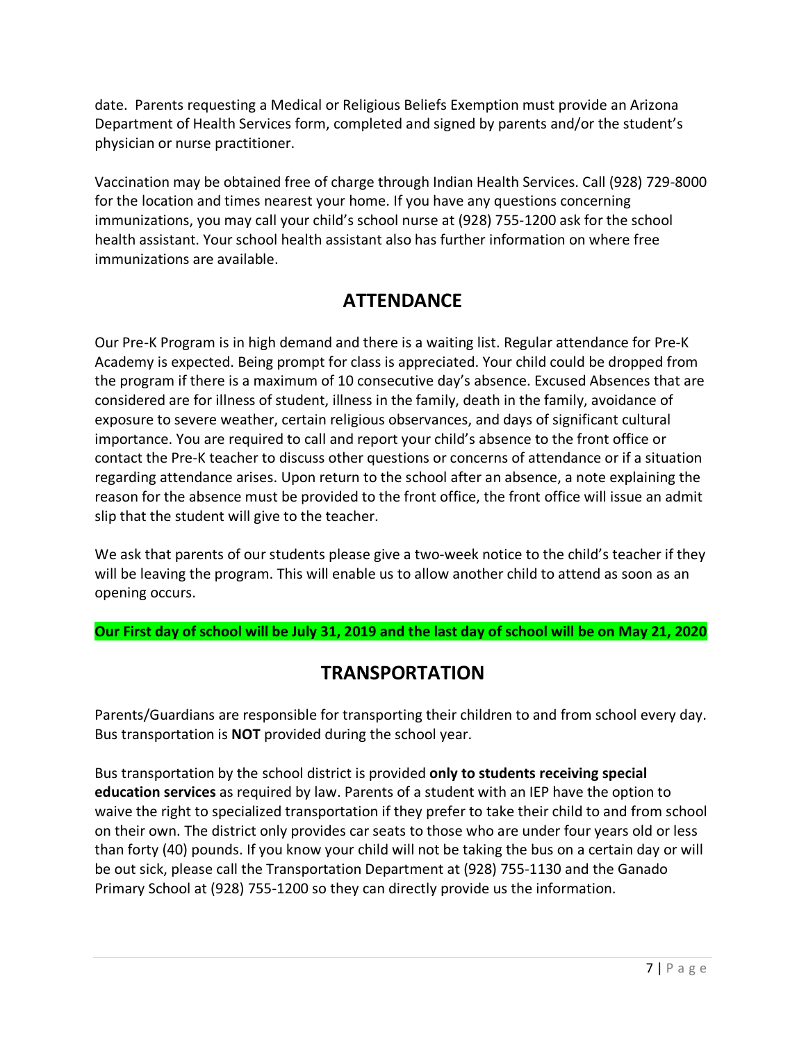date. Parents requesting a Medical or Religious Beliefs Exemption must provide an Arizona Department of Health Services form, completed and signed by parents and/or the student's physician or nurse practitioner.

Vaccination may be obtained free of charge through Indian Health Services. Call (928) 729-8000 for the location and times nearest your home. If you have any questions concerning immunizations, you may call your child's school nurse at (928) 755-1200 ask for the school health assistant. Your school health assistant also has further information on where free immunizations are available.

## ATTENDANCE

Our Pre-K Program is in high demand and there is a waiting list. Regular attendance for Pre-K Academy is expected. Being prompt for class is appreciated. Your child could be dropped from the program if there is a maximum of 10 consecutive day's absence. Excused Absences that are considered are for illness of student, illness in the family, death in the family, avoidance of exposure to severe weather, certain religious observances, and days of significant cultural importance. You are required to call and report your child's absence to the front office or contact the Pre-K teacher to discuss other questions or concerns of attendance or if a situation regarding attendance arises. Upon return to the school after an absence, a note explaining the reason for the absence must be provided to the front office, the front office will issue an admit slip that the student will give to the teacher.

We ask that parents of our students please give a two-week notice to the child's teacher if they will be leaving the program. This will enable us to allow another child to attend as soon as an opening occurs.

**Our First day of school will be July 31, 2019 and the last day of school will be on May 21, 2020**

## TRANSPORTATION

Parents/Guardians are responsible for transporting their children to and from school every day. Bus transportation is **NOT** provided during the school year.

Bus transportation by the school district is provided **only to students receiving special education services** as required by law. Parents of a student with an IEP have the option to waive the right to specialized transportation if they prefer to take their child to and from school on their own. The district only provides car seats to those who are under four years old or less than forty (40) pounds. If you know your child will not be taking the bus on a certain day or will be out sick, please call the Transportation Department at (928) 755-1130 and the Ganado Primary School at (928) 755-1200 so they can directly provide us the information.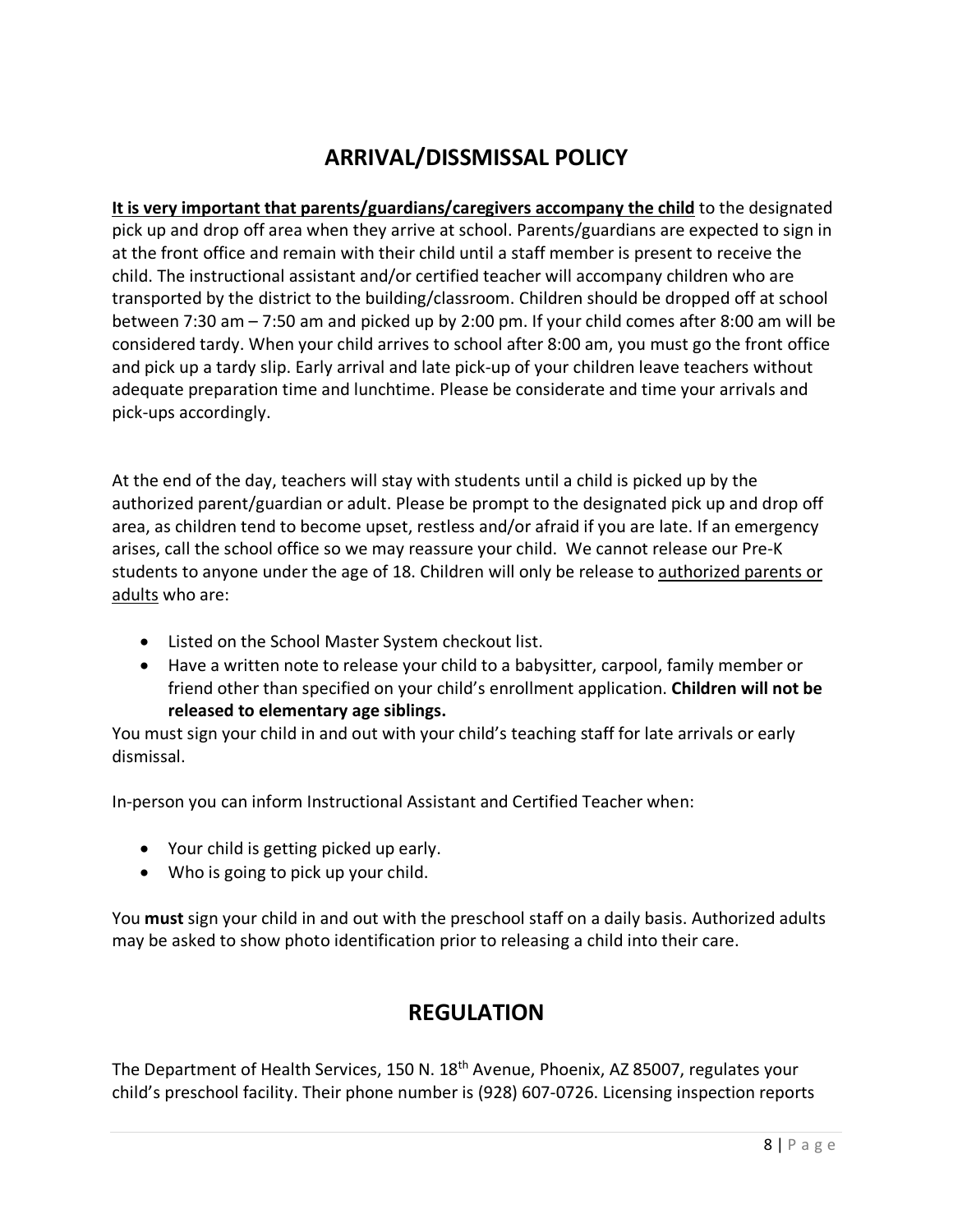# ARRIVAL/DISSMISSAL POLICY

**<u>It is very important that parents/guardians/caregivers accompany the child</u>** to the designated pick up and drop off area when they arrive at school. Parents/guardians are expected to sign in at the front office and remain with their child until a staff member is present to receive the child. The instructional assistant and/or certified teacher will accompany children who are transported by the district to the building/classroom. Children should be dropped off at school between 7:30 am – 7:50 am and picked up by 2:00 pm. If your child comes after 8:00 am will be considered tardy. When your child arrives to school after 8:00 am, you must go the front office and pick up a tardy slip. Early arrival and late pick-up of your children leave teachers without adequate preparation time and lunchtime. Please be considerate and time your arrivals and pick-ups accordingly.

At the end of the day, teachers will stay with students until a child is picked up by the authorized parent/guardian or adult. Please be prompt to the designated pick up and drop off area, as children tend to become upset, restless and/or afraid if you are late. If an emergency arises, call the school office so we may reassure your child. We cannot release our Pre-K students to anyone under the age of 18. Children will only be release to <u>authorized parents or adults</u> who are:

- Listed on the School Master System checkout list.
- Have a written note to release your child to a babysitter, carpool, family member or friend other than specified on your child's enrollment application. **Children will not be released to elementary age siblings.**

You must sign your child in and out with your child's teaching staff for late arrivals or early dismissal.

In-person you can inform Instructional Assistant and Certified Teacher when:

- Your child is getting picked up early.
- Who is going to pick up your child.

You **must** sign your child in and out with the preschool staff on a daily basis. Authorized adults may be asked to show photo identification prior to releasing a child into their care.

# REGULATION

The Department of Health Services, 150 N. 18th Avenue, Phoenix, AZ 85007, regulates your child's preschool facility. Their phone number is (928) 607-0726. Licensing inspection reports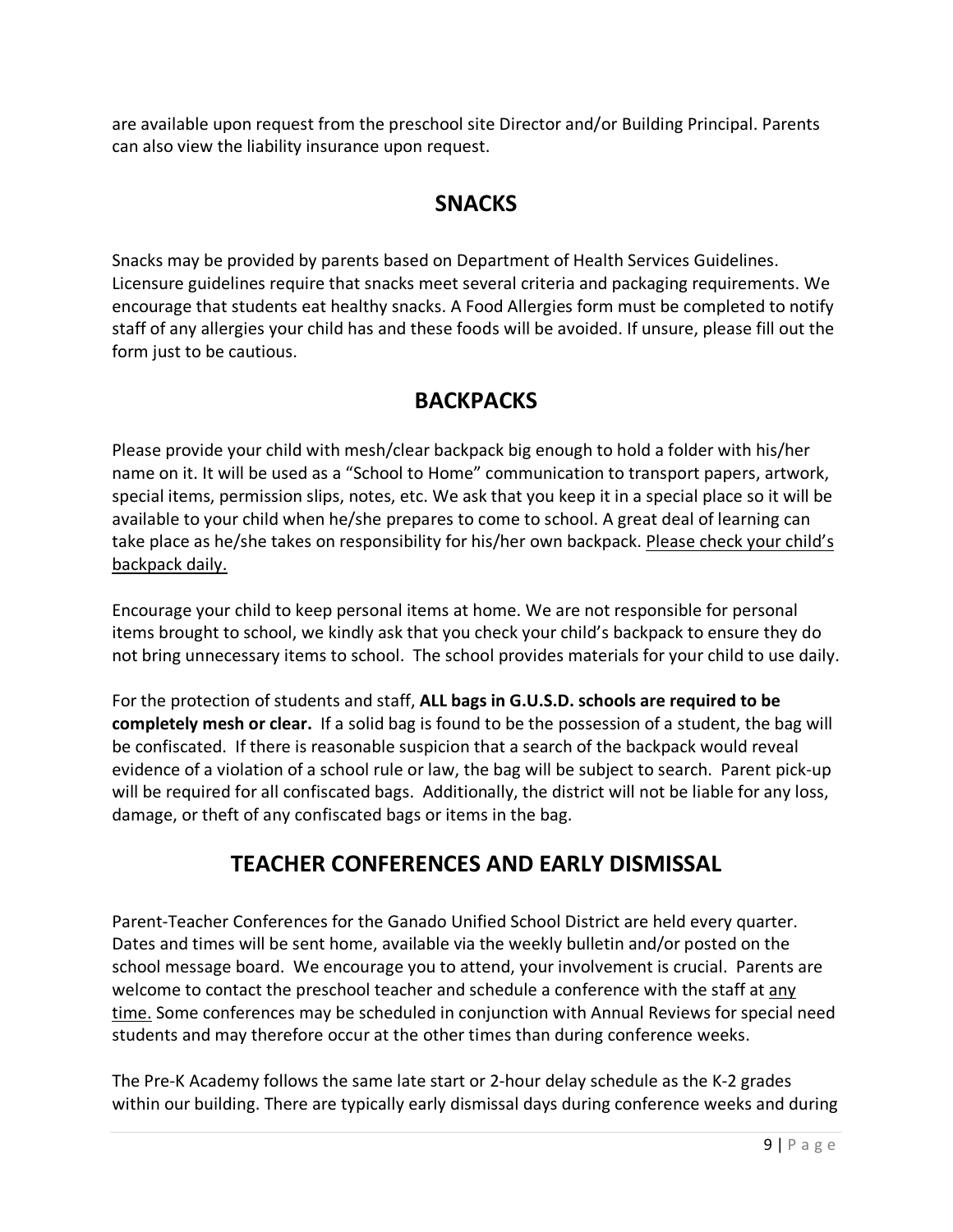are available upon request from the preschool site Director and/or Building Principal. Parents can also view the liability insurance upon request.

## SNACKS

Snacks may be provided by parents based on Department of Health Services Guidelines. Licensure guidelines require that snacks meet several criteria and packaging requirements. We encourage that students eat healthy snacks. A Food Allergies form must be completed to notify staff of any allergies your child has and these foods will be avoided. If unsure, please fill out the form just to be cautious.

## BACKPACKS

Please provide your child with mesh/clear backpack big enough to hold a folder with his/her name on it. It will be used as a "School to Home" communication to transport papers, artwork, special items, permission slips, notes, etc. We ask that you keep it in a special place so it will be available to your child when he/she prepares to come to school. A great deal of learning can take place as he/she takes on responsibility for his/her own backpack. Please check your child's backpack daily.

Encourage your child to keep personal items at home. We are not responsible for personal items brought to school, we kindly ask that you check your child's backpack to ensure they do not bring unnecessary items to school. The school provides materials for your child to use daily.

For the protection of students and staff, **ALL bags in G.U.S.D. schools are required to be completely mesh or clear.** If a solid bag is found to be the possession of a student, the bag will be confiscated. If there is reasonable suspicion that a search of the backpack would reveal evidence of a violation of a school rule or law, the bag will be subject to search. Parent pick-up will be required for all confiscated bags. Additionally, the district will not be liable for any loss, damage, or theft of any confiscated bags or items in the bag.

## TEACHER CONFERENCES AND EARLY DISMISSAL

Parent-Teacher Conferences for the Ganado Unified School District are held every quarter. Dates and times will be sent home, available via the weekly bulletin and/or posted on the school message board. We encourage you to attend, your involvement is crucial. Parents are welcome to contact the preschool teacher and schedule a conference with the staff at any time. Some conferences may be scheduled in conjunction with Annual Reviews for special need students and may therefore occur at the other times than during conference weeks.

The Pre-K Academy follows the same late start or 2-hour delay schedule as the K-2 grades within our building. There are typically early dismissal days during conference weeks and during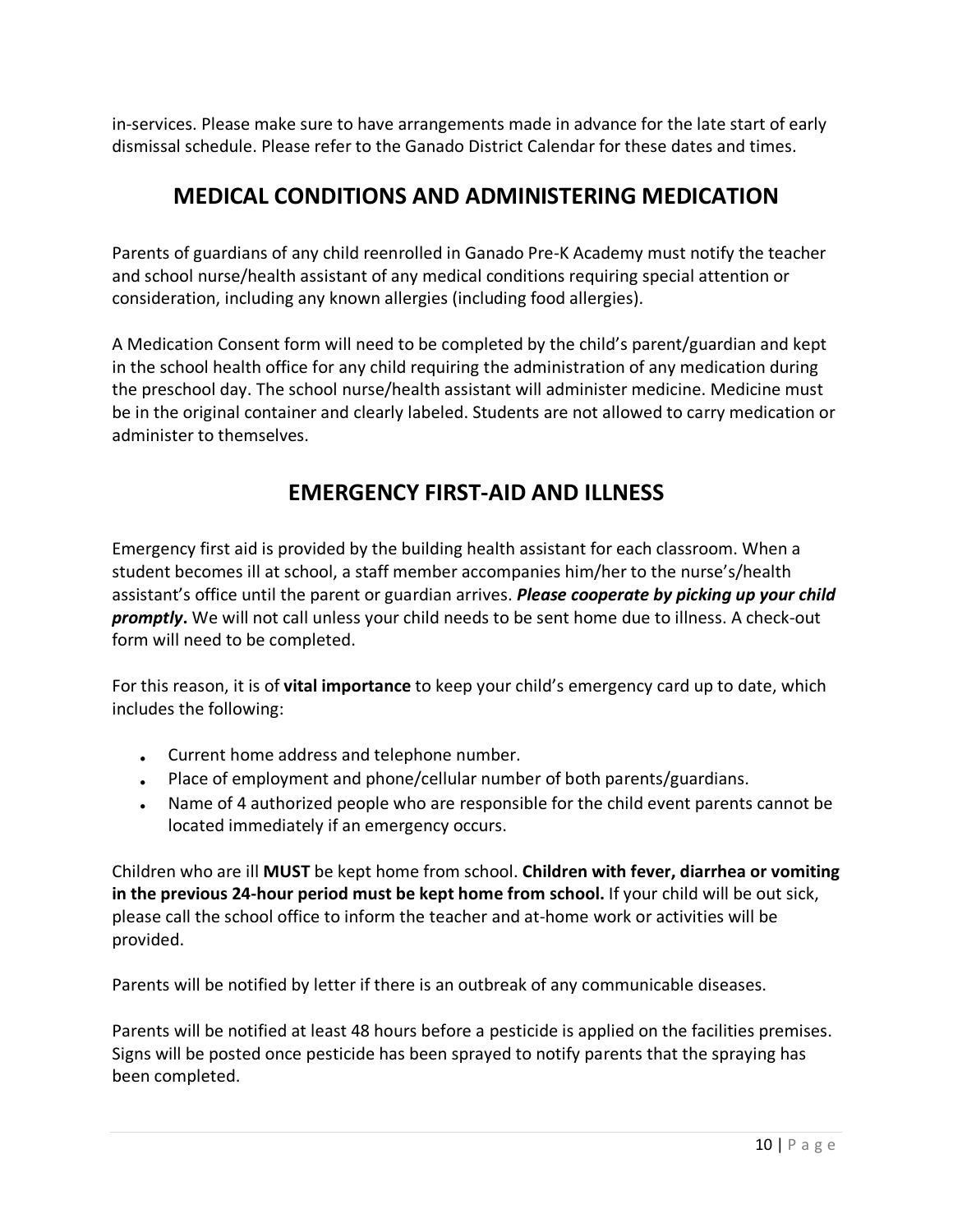in-services. Please make sure to have arrangements made in advance for the late start of early dismissal schedule. Please refer to the Ganado District Calendar for these dates and times.

## MEDICAL CONDITIONS AND ADMINISTERING MEDICATION

Parents of guardians of any child reenrolled in Ganado Pre-K Academy must notify the teacher and school nurse/health assistant of any medical conditions requiring special attention or consideration, including any known allergies (including food allergies).

A Medication Consent form will need to be completed by the child's parent/guardian and kept in the school health office for any child requiring the administration of any medication during the preschool day. The school nurse/health assistant will administer medicine. Medicine must be in the original container and clearly labeled. Students are not allowed to carry medication or administer to themselves.

## EMERGENCY FIRST-AID AND ILLNESS

Emergency first aid is provided by the building health assistant for each classroom. When a student becomes ill at school, a staff member accompanies him/her to the nurse's/health assistant's office until the parent or guardian arrives. ***Please cooperate by picking up your child promptly*.** We will not call unless your child needs to be sent home due to illness. A check-out form will need to be completed.

For this reason, it is of **vital importance** to keep your child's emergency card up to date, which includes the following:

- Current home address and telephone number.
- Place of employment and phone/cellular number of both parents/guardians.
- Name of 4 authorized people who are responsible for the child event parents cannot be located immediately if an emergency occurs.

Children who are ill **MUST** be kept home from school. **Children with fever, diarrhea or vomiting in the previous 24-hour period must be kept home from school.** If your child will be out sick, please call the school office to inform the teacher and at-home work or activities will be provided.

Parents will be notified by letter if there is an outbreak of any communicable diseases.

Parents will be notified at least 48 hours before a pesticide is applied on the facilities premises. Signs will be posted once pesticide has been sprayed to notify parents that the spraying has been completed.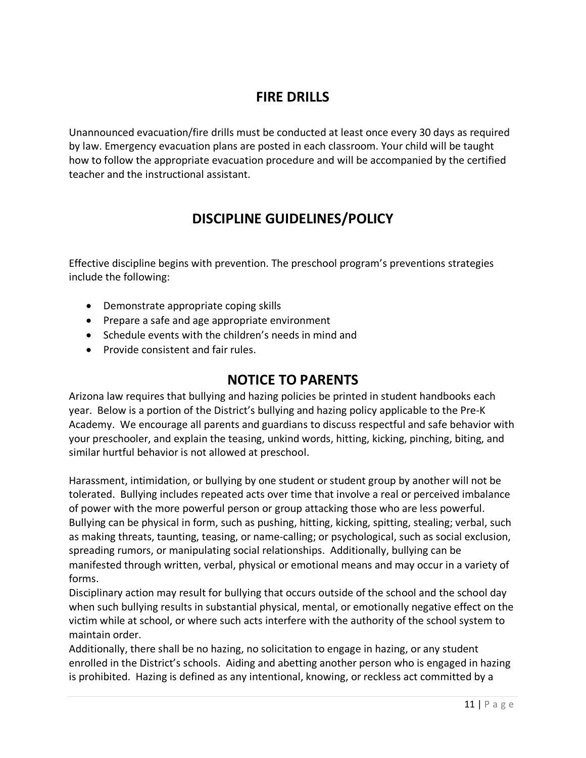## FIRE DRILLS

Unannounced evacuation/fire drills must be conducted at least once every 30 days as required by law. Emergency evacuation plans are posted in each classroom. Your child will be taught how to follow the appropriate evacuation procedure and will be accompanied by the certified teacher and the instructional assistant.

## DISCIPLINE GUIDELINES/POLICY

Effective discipline begins with prevention. The preschool program's preventions strategies include the following:

- Demonstrate appropriate coping skills
- Prepare a safe and age appropriate environment
- Schedule events with the children's needs in mind and
- Provide consistent and fair rules.

## NOTICE TO PARENTS

Arizona law requires that bullying and hazing policies be printed in student handbooks each year. Below is a portion of the District's bullying and hazing policy applicable to the Pre-K Academy. We encourage all parents and guardians to discuss respectful and safe behavior with your preschooler, and explain the teasing, unkind words, hitting, kicking, pinching, biting, and similar hurtful behavior is not allowed at preschool.

Harassment, intimidation, or bullying by one student or student group by another will not be tolerated. Bullying includes repeated acts over time that involve a real or perceived imbalance of power with the more powerful person or group attacking those who are less powerful. Bullying can be physical in form, such as pushing, hitting, kicking, spitting, stealing; verbal, such as making threats, taunting, teasing, or name-calling; or psychological, such as social exclusion, spreading rumors, or manipulating social relationships. Additionally, bullying can be manifested through written, verbal, physical or emotional means and may occur in a variety of forms.

Disciplinary action may result for bullying that occurs outside of the school and the school day when such bullying results in substantial physical, mental, or emotionally negative effect on the victim while at school, or where such acts interfere with the authority of the school system to maintain order.

Additionally, there shall be no hazing, no solicitation to engage in hazing, or any student enrolled in the District's schools. Aiding and abetting another person who is engaged in hazing is prohibited. Hazing is defined as any intentional, knowing, or reckless act committed by a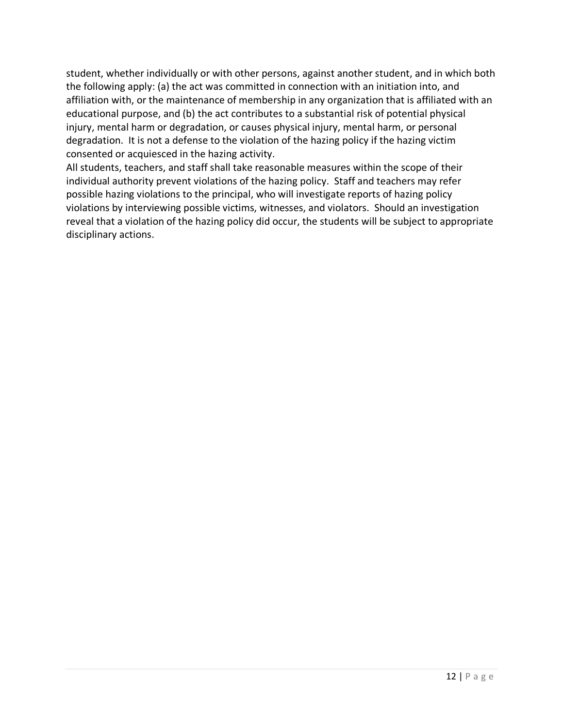student, whether individually or with other persons, against another student, and in which both the following apply: (a) the act was committed in connection with an initiation into, and affiliation with, or the maintenance of membership in any organization that is affiliated with an educational purpose, and (b) the act contributes to a substantial risk of potential physical injury, mental harm or degradation, or causes physical injury, mental harm, or personal degradation. It is not a defense to the violation of the hazing policy if the hazing victim consented or acquiesced in the hazing activity.

All students, teachers, and staff shall take reasonable measures within the scope of their individual authority prevent violations of the hazing policy. Staff and teachers may refer possible hazing violations to the principal, who will investigate reports of hazing policy violations by interviewing possible victims, witnesses, and violators. Should an investigation reveal that a violation of the hazing policy did occur, the students will be subject to appropriate disciplinary actions.